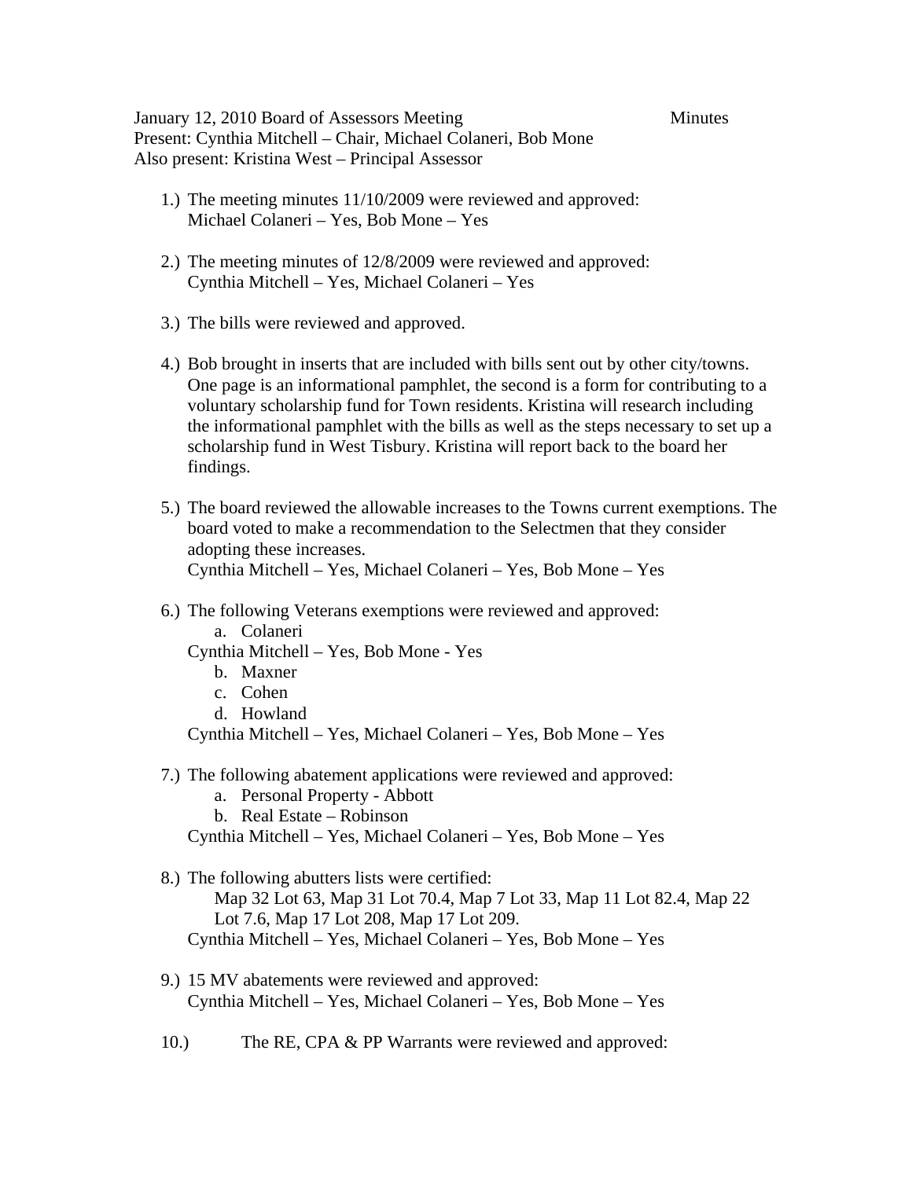January 12, 2010 Board of Assessors Meeting Minutes
Present: Cynthia Mitchell – Chair, Michael Colaneri, Bob Mone
Also present: Kristina West – Principal Assessor

1.) The meeting minutes 11/10/2009 were reviewed and approved:
Michael Colaneri – Yes, Bob Mone – Yes

2.) The meeting minutes of 12/8/2009 were reviewed and approved:
Cynthia Mitchell – Yes, Michael Colaneri – Yes

3.) The bills were reviewed and approved.

4.) Bob brought in inserts that are included with bills sent out by other city/towns. One page is an informational pamphlet, the second is a form for contributing to a voluntary scholarship fund for Town residents. Kristina will research including the informational pamphlet with the bills as well as the steps necessary to set up a scholarship fund in West Tisbury. Kristina will report back to the board her findings.

5.) The board reviewed the allowable increases to the Towns current exemptions. The board voted to make a recommendation to the Selectmen that they consider adopting these increases.
Cynthia Mitchell – Yes, Michael Colaneri – Yes, Bob Mone – Yes

6.) The following Veterans exemptions were reviewed and approved:
   a. Colaneri

   Cynthia Mitchell – Yes, Bob Mone - Yes
   b. Maxner
   c. Cohen
   d. Howland

   Cynthia Mitchell – Yes, Michael Colaneri – Yes, Bob Mone – Yes

7.) The following abatement applications were reviewed and approved:
   a. Personal Property - Abbott
   b. Real Estate – Robinson

   Cynthia Mitchell – Yes, Michael Colaneri – Yes, Bob Mone – Yes

8.) The following abutters lists were certified:
Map 32 Lot 63, Map 31 Lot 70.4, Map 7 Lot 33, Map 11 Lot 82.4, Map 22 Lot 7.6, Map 17 Lot 208, Map 17 Lot 209.
Cynthia Mitchell – Yes, Michael Colaneri – Yes, Bob Mone – Yes

9.) 15 MV abatements were reviewed and approved:
Cynthia Mitchell – Yes, Michael Colaneri – Yes, Bob Mone – Yes

10.) The RE, CPA & PP Warrants were reviewed and approved: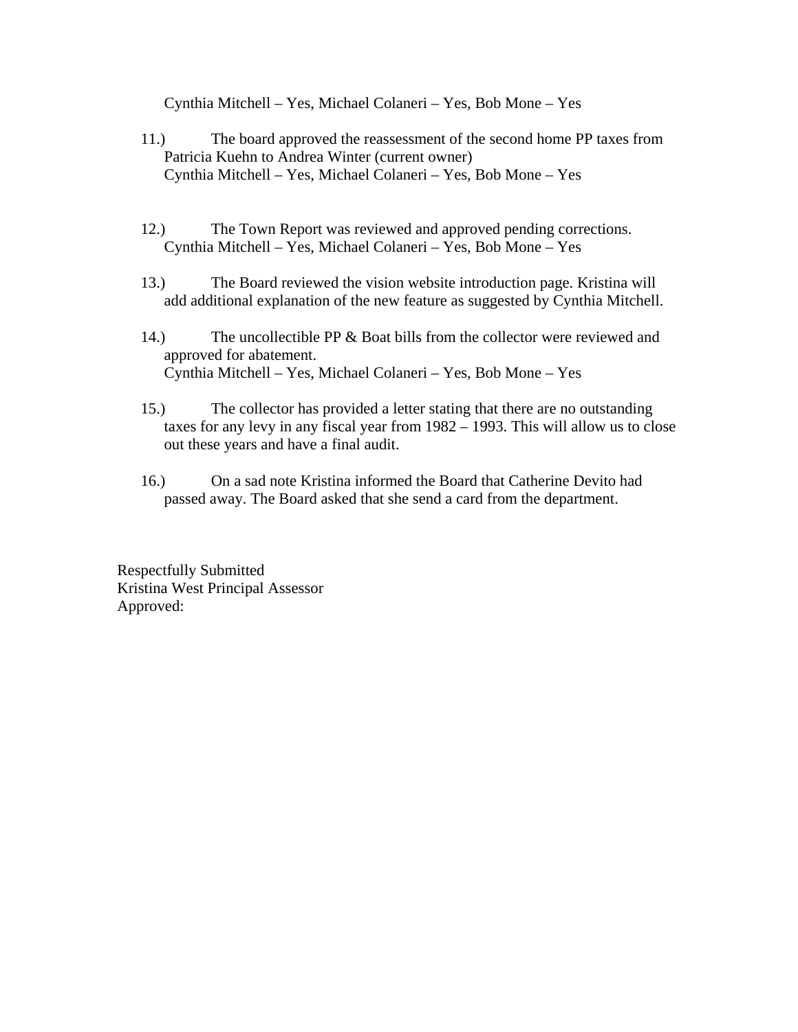Cynthia Mitchell – Yes, Michael Colaneri – Yes, Bob Mone – Yes

11.) The board approved the reassessment of the second home PP taxes from Patricia Kuehn to Andrea Winter (current owner)
Cynthia Mitchell – Yes, Michael Colaneri – Yes, Bob Mone – Yes

12.) The Town Report was reviewed and approved pending corrections.
Cynthia Mitchell – Yes, Michael Colaneri – Yes, Bob Mone – Yes

13.) The Board reviewed the vision website introduction page. Kristina will add additional explanation of the new feature as suggested by Cynthia Mitchell.

14.) The uncollectible PP & Boat bills from the collector were reviewed and approved for abatement.
Cynthia Mitchell – Yes, Michael Colaneri – Yes, Bob Mone – Yes

15.) The collector has provided a letter stating that there are no outstanding taxes for any levy in any fiscal year from 1982 – 1993. This will allow us to close out these years and have a final audit.

16.) On a sad note Kristina informed the Board that Catherine Devito had passed away. The Board asked that she send a card from the department.

Respectfully Submitted
Kristina West Principal Assessor
Approved: